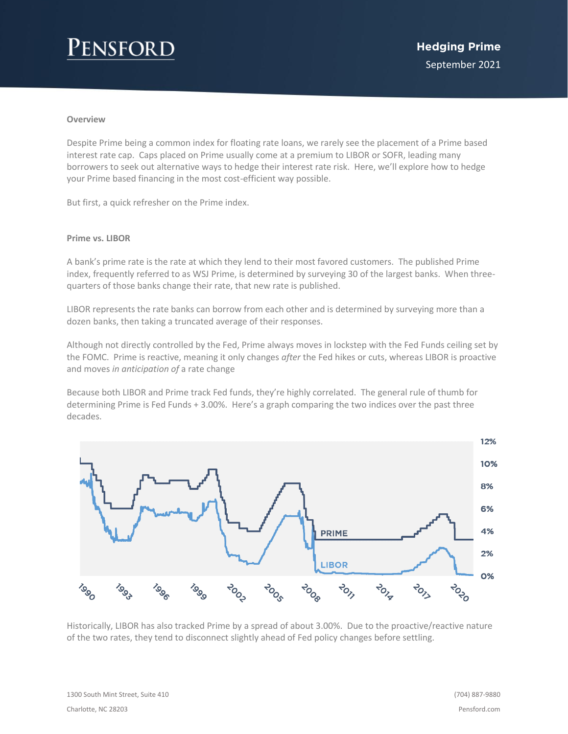# Hedging Prime

September 2021

## Overview

Despite Prime being a common index for floating rate loans, we rarely see the placement of a Prime based interest rate cap. Caps placed on Prime usually come at a premium to LIBOR or SOFR, leading many borrowers to seek out alternative ways to hedge their interest rate risk. Here, we'll explore how to hedge your Prime based financing in the most cost-efficient way possible.

But first, a quick refresher on the Prime index.

## Prime vs. LIBOR

A bank's prime rate is the rate at which they lend to their most favored customers. The published Prime index, frequently referred to as WSJ Prime, is determined by surveying 30 of the largest banks. When three-quarters of those banks change their rate, that new rate is published.

LIBOR represents the rate banks can borrow from each other and is determined by surveying more than a dozen banks, then taking a truncated average of their responses.

Although not directly controlled by the Fed, Prime always moves in lockstep with the Fed Funds ceiling set by the FOMC. Prime is reactive, meaning it only changes *after* the Fed hikes or cuts, whereas LIBOR is proactive and moves *in anticipation of* a rate change

Because both LIBOR and Prime track Fed funds, they're highly correlated. The general rule of thumb for determining Prime is Fed Funds + 3.00%. Here's a graph comparing the two indices over the past three decades.

Historically, LIBOR has also tracked Prime by a spread of about 3.00%. Due to the proactive/reactive nature of the two rates, they tend to disconnect slightly ahead of Fed policy changes before settling.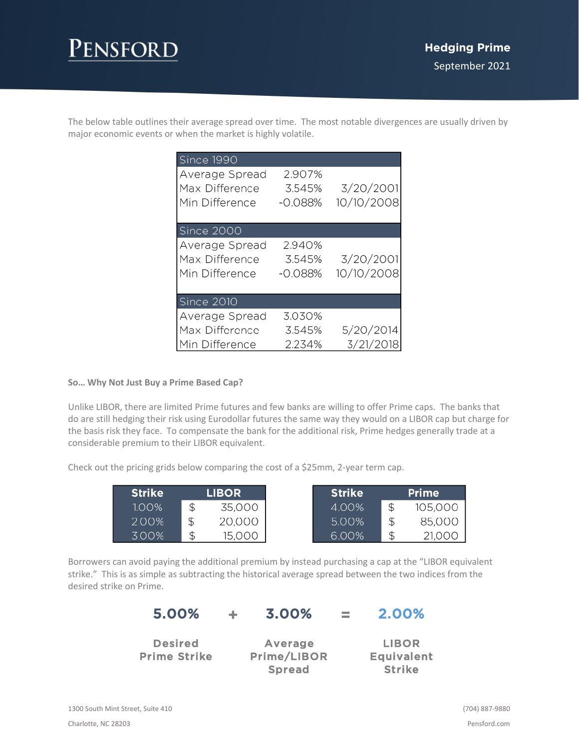The below table outlines their average spread over time. The most notable divergences are usually driven by major economic events or when the market is highly volatile.

| Since 1990 | | |
|---|---|---|
| Average Spread | 2.907% | |
| Max Difference | 3.545% | 3/20/2001 |
| Min Difference | -0.088% | 10/10/2008 |
| **Since 2000** | | |
| Average Spread | 2.940% | |
| Max Difference | 3.545% | 3/20/2001 |
| Min Difference | -0.088% | 10/10/2008 |
| **Since 2010** | | |
| Average Spread | 3.030% | |
| Max Difference | 3.545% | 5/20/2014 |
| Min Difference | 2.234% | 3/21/2018 |

**So… Why Not Just Buy a Prime Based Cap?**

Unlike LIBOR, there are limited Prime futures and few banks are willing to offer Prime caps. The banks that do are still hedging their risk using Eurodollar futures the same way they would on a LIBOR cap but charge for the basis risk they face. To compensate the bank for the additional risk, Prime hedges generally trade at a considerable premium to their LIBOR equivalent.

Check out the pricing grids below comparing the cost of a $25mm, 2-year term cap.

| Strike | LIBOR |
|---|---|
| 1.00% | $ 35,000 |
| 2.00% | $ 20,000 |
| 3.00% | $ 15,000 |

| Strike | Prime |
|---|---|
| 4.00% | $ 105,000 |
| 5.00% | $ 85,000 |
| 6.00% | $ 21,000 |

Borrowers can avoid paying the additional premium by instead purchasing a cap at the "LIBOR equivalent strike." This is as simple as subtracting the historical average spread between the two indices from the desired strike on Prime.

| 5.00% | + | 3.00% | = | 2.00% |
|---|---|---|---|---|
| Desired Prime Strike | | Average Prime/LIBOR Spread | | LIBOR Equivalent Strike |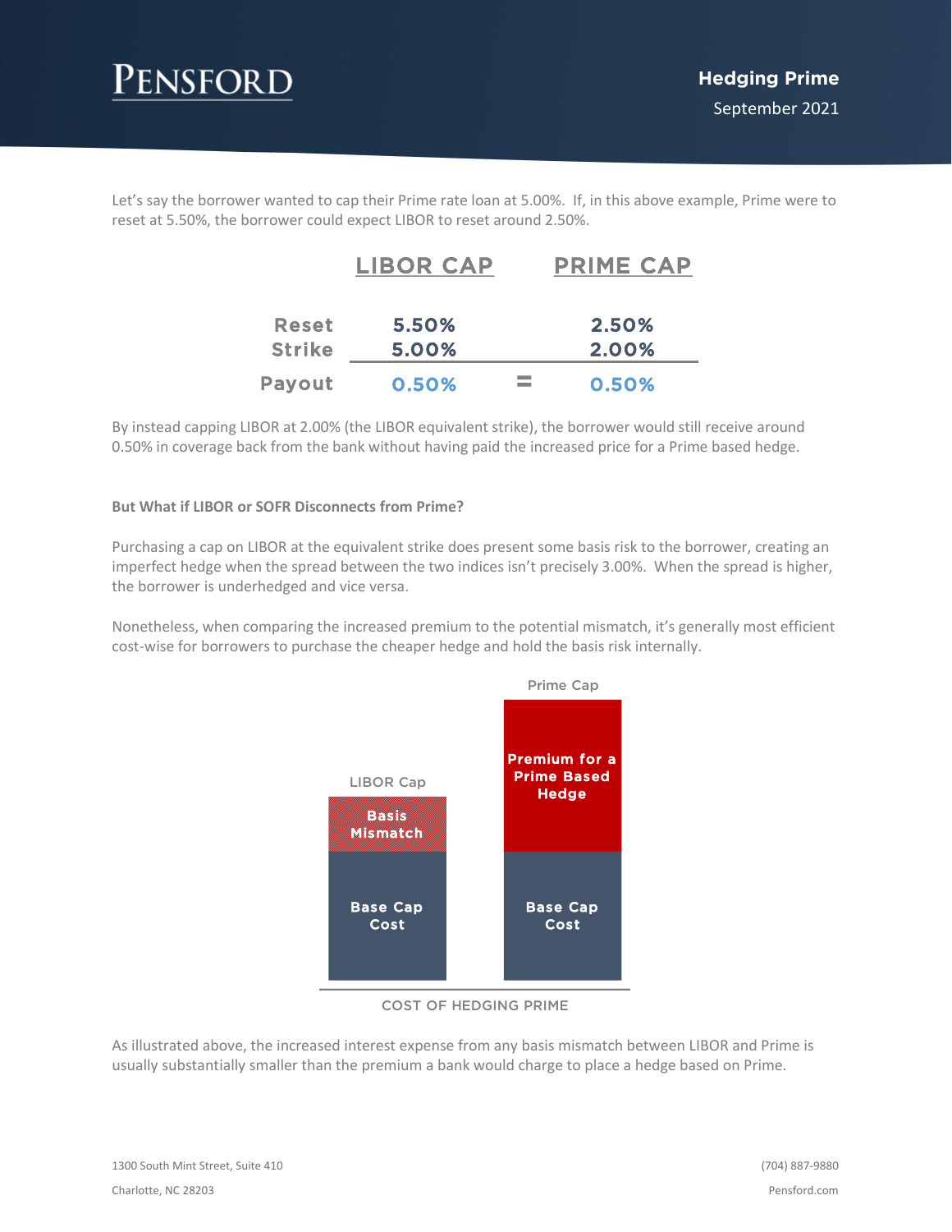Let's say the borrower wanted to cap their Prime rate loan at 5.00%. If, in this above example, Prime were to reset at 5.50%, the borrower could expect LIBOR to reset around 2.50%.

| | LIBOR CAP | | PRIME CAP |
|---|---|---|---|
| Reset | 5.50% | | 2.50% |
| Strike | 5.00% | | 2.00% |
| Payout | 0.50% | = | 0.50% |

By instead capping LIBOR at 2.00% (the LIBOR equivalent strike), the borrower would still receive around 0.50% in coverage back from the bank without having paid the increased price for a Prime based hedge.

**But What if LIBOR or SOFR Disconnects from Prime?**

Purchasing a cap on LIBOR at the equivalent strike does present some basis risk to the borrower, creating an imperfect hedge when the spread between the two indices isn't precisely 3.00%. When the spread is higher, the borrower is underhedged and vice versa.

Nonetheless, when comparing the increased premium to the potential mismatch, it's generally most efficient cost-wise for borrowers to purchase the cheaper hedge and hold the basis risk internally.

LIBOR Cap: Basis Mismatch; Base Cap Cost

Prime Cap: Premium for a Prime Based Hedge; Base Cap Cost

COST OF HEDGING PRIME

As illustrated above, the increased interest expense from any basis mismatch between LIBOR and Prime is usually substantially smaller than the premium a bank would charge to place a hedge based on Prime.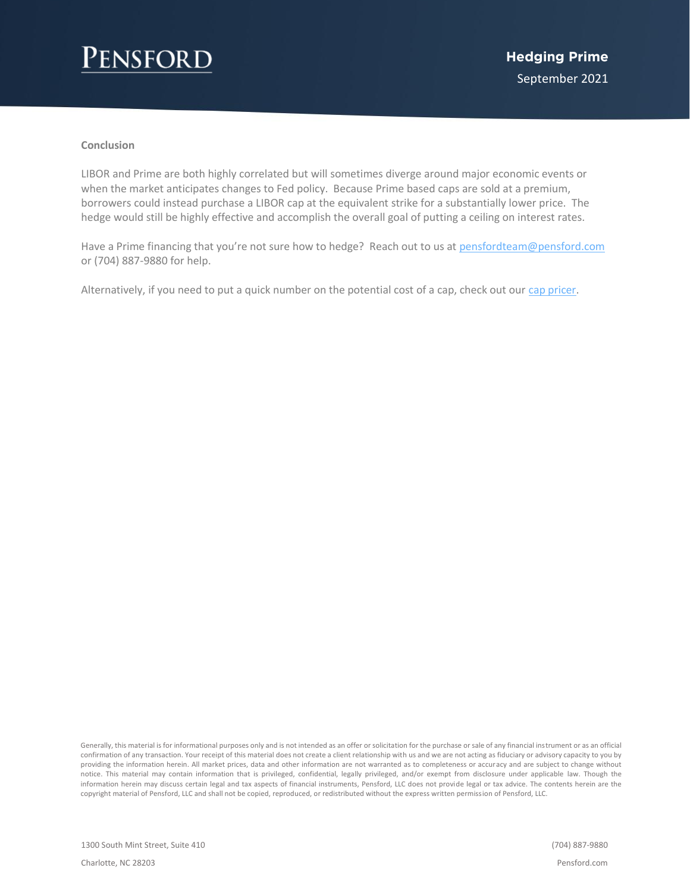## Conclusion

LIBOR and Prime are both highly correlated but will sometimes diverge around major economic events or when the market anticipates changes to Fed policy. Because Prime based caps are sold at a premium, borrowers could instead purchase a LIBOR cap at the equivalent strike for a substantially lower price. The hedge would still be highly effective and accomplish the overall goal of putting a ceiling on interest rates.

Have a Prime financing that you're not sure how to hedge? Reach out to us at pensfordteam@pensford.com or (704) 887-9880 for help.

Alternatively, if you need to put a quick number on the potential cost of a cap, check out our cap pricer.

Generally, this material is for informational purposes only and is not intended as an offer or solicitation for the purchase or sale of any financial instrument or as an official confirmation of any transaction. Your receipt of this material does not create a client relationship with us and we are not acting as fiduciary or advisory capacity to you by providing the information herein. All market prices, data and other information are not warranted as to completeness or accuracy and are subject to change without notice. This material may contain information that is privileged, confidential, legally privileged, and/or exempt from disclosure under applicable law. Though the information herein may discuss certain legal and tax aspects of financial instruments, Pensford, LLC does not provide legal or tax advice. The contents herein are the copyright material of Pensford, LLC and shall not be copied, reproduced, or redistributed without the express written permission of Pensford, LLC.